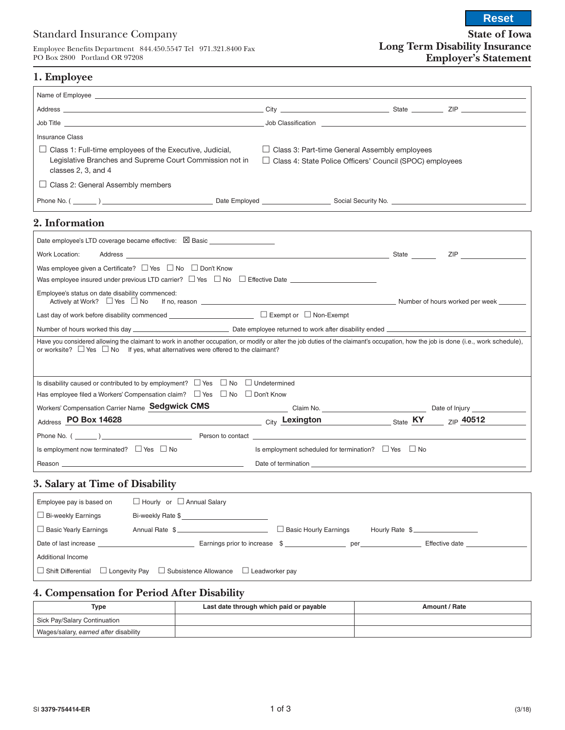Standard Insurance Company

Employee Benefits Department 844.450.5547 Tel 971.321.8400 Fax
PO Box 2800 Portland OR 97208

Reset

**State of Iowa**
**Long Term Disability Insurance**
**Employer's Statement**

## 1. Employee

Name of Employee ______________________

Address ______________________ City ______________ State ________ ZIP ____________

Job Title ______________________ Job Classification ______________________

Insurance Class

☐ Class 1: Full-time employees of the Executive, Judicial, Legislative Branches and Supreme Court Commission not in classes 2, 3, and 4

☐ Class 2: General Assembly members

☐ Class 3: Part-time General Assembly employees

☐ Class 4: State Police Officers' Council (SPOC) employees

Phone No. ( ______ ) ______________ Date Employed ______________ Social Security No. ______________

## 2. Information

Date employee's LTD coverage became effective: ☒ Basic ______________

Work Location: Address ______________________ State ______ ZIP ____________

Was employee given a Certificate? ☐ Yes ☐ No ☐ Don't Know

Was employee insured under previous LTD carrier? ☐ Yes ☐ No ☐ Effective Date ______________

Employee's status on date disability commenced:
Actively at Work? ☐ Yes ☐ No If no, reason ______________________ Number of hours worked per week ______

Last day of work before disability commenced ______________ ☐ Exempt or ☐ Non-Exempt

Number of hours worked this day ______________ Date employee returned to work after disability ended ______________

Have you considered allowing the claimant to work in another occupation, or modify or alter the job duties of the claimant's occupation, how the job is done (i.e., work schedule), or worksite? ☐ Yes ☐ No If yes, what alternatives were offered to the claimant?

Is disability caused or contributed to by employment? ☐ Yes ☐ No ☐ Undetermined

Has employee filed a Workers' Compensation claim? ☐ Yes ☐ No ☐ Don't Know

Workers' Compensation Carrier Name **Sedgwick CMS** Claim No. ______________ Date of Injury ______________

Address **PO Box 14628** City **Lexington** State **KY** ZIP **40512**

Phone No. ( ______ ) ______________ Person to contact ______________________

Is employment now terminated? ☐ Yes ☐ No Is employment scheduled for termination? ☐ Yes ☐ No

Reason ______________________ Date of termination ______________________

## 3. Salary at Time of Disability

Employee pay is based on ☐ Hourly or ☐ Annual Salary

☐ Bi-weekly Earnings Bi-weekly Rate $ ______________

☐ Basic Yearly Earnings Annual Rate $ ______________ ☐ Basic Hourly Earnings Hourly Rate $ ______________

Date of last increase ______________ Earnings prior to increase $ ______________ per ______________ Effective date ______________

Additional Income

☐ Shift Differential ☐ Longevity Pay ☐ Subsistence Allowance ☐ Leadworker pay

## 4. Compensation for Period After Disability

| Type | Last date through which paid or payable | Amount / Rate |
|---|---|---|
| Sick Pay/Salary Continuation | | |
| Wages/salary, *earned after* disability | | |

SI **3379-754414-ER** (3/18)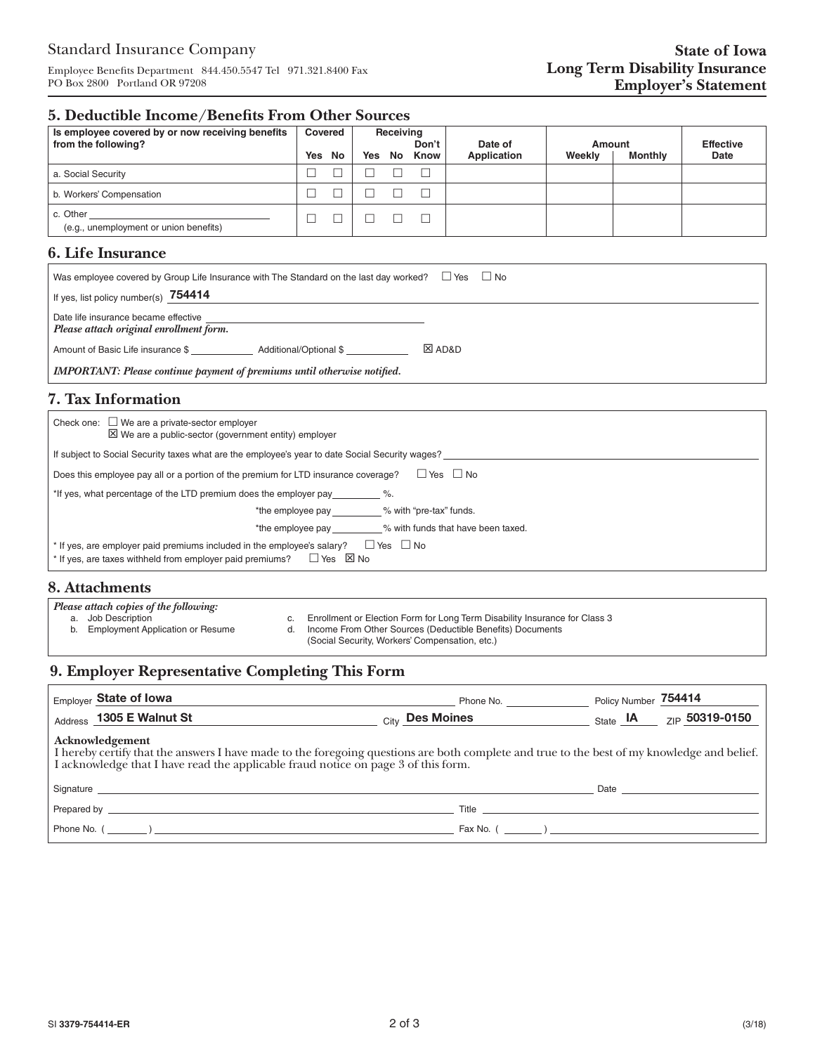Standard Insurance Company

Employee Benefits Department 844.450.5547 Tel 971.321.8400 Fax
PO Box 2800 Portland OR 97208

**State of Iowa**
**Long Term Disability Insurance**
**Employer's Statement**

## 5. Deductible Income/Benefits From Other Sources

| Is employee covered by or now receiving benefits from the following? | Covered | | Receiving | | | Date of Application | Amount | | Effective Date |
|---|---|---|---|---|---|---|---|---|---|
| | Yes | No | Yes | No | Don't Know | | Weekly | Monthly | |
| a. Social Security | ☐ | ☐ | ☐ | ☐ | ☐ | | | | |
| b. Workers' Compensation | ☐ | ☐ | ☐ | ☐ | ☐ | | | | |
| c. Other ______ (e.g., unemployment or union benefits) | ☐ | ☐ | ☐ | ☐ | ☐ | | | | |

## 6. Life Insurance

Was employee covered by Group Life Insurance with The Standard on the last day worked? ☐ Yes ☐ No

If yes, list policy number(s) **754414**

Date life insurance became effective ______

*Please attach original enrollment form.*

Amount of Basic Life insurance $ ______ Additional/Optional $ ______ ☒ AD&D

***IMPORTANT: Please continue payment of premiums until otherwise notified.***

## 7. Tax Information

Check one: ☐ We are a private-sector employer
☒ We are a public-sector (government entity) employer

If subject to Social Security taxes what are the employee's year to date Social Security wages? ______

Does this employee pay all or a portion of the premium for LTD insurance coverage? ☐ Yes ☐ No

*If yes, what percentage of the LTD premium does the employer pay ______ %.

*the employee pay ______ % with "pre-tax" funds.

*the employee pay ______ % with funds that have been taxed.

* If yes, are employer paid premiums included in the employee's salary? ☐ Yes ☐ No

* If yes, are taxes withheld from employer paid premiums? ☐ Yes ☒ No

## 8. Attachments

*Please attach copies of the following:*

a. Job Description
b. Employment Application or Resume
c. Enrollment or Election Form for Long Term Disability Insurance for Class 3
d. Income From Other Sources (Deductible Benefits) Documents (Social Security, Workers' Compensation, etc.)

## 9. Employer Representative Completing This Form

Employer **State of Iowa** Phone No. ______ Policy Number **754414**

Address **1305 E Walnut St** City **Des Moines** State **IA** ZIP **50319-0150**

**Acknowledgement**

I hereby certify that the answers I have made to the foregoing questions are both complete and true to the best of my knowledge and belief. I acknowledge that I have read the applicable fraud notice on page 3 of this form.

Signature ______ Date ______

Prepared by ______ Title ______

Phone No. ( ______ ) ______ Fax No. ( ______ ) ______

SI **3379-754414-ER** (3/18)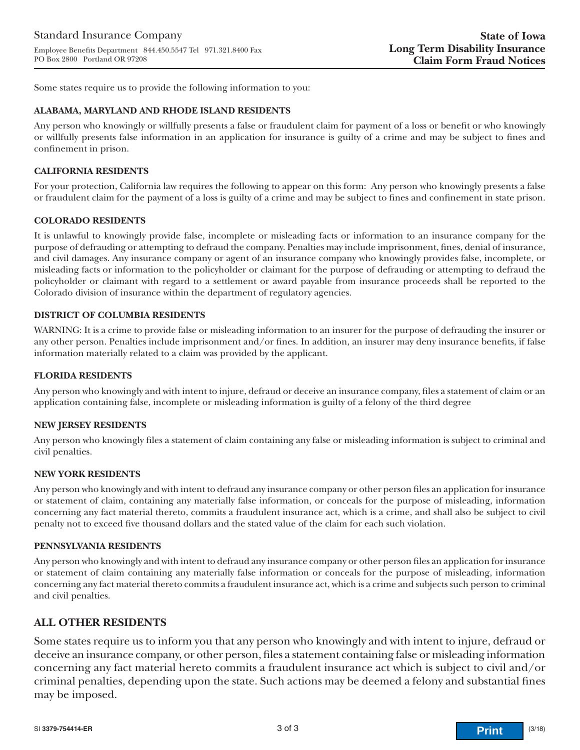Standard Insurance Company

Employee Benefits Department 844.450.5547 Tel 971.321.8400 Fax
PO Box 2800 Portland OR 97208

**State of Iowa**
**Long Term Disability Insurance**
**Claim Form Fraud Notices**

Some states require us to provide the following information to you:

### ALABAMA, MARYLAND AND RHODE ISLAND RESIDENTS

Any person who knowingly or willfully presents a false or fraudulent claim for payment of a loss or benefit or who knowingly or willfully presents false information in an application for insurance is guilty of a crime and may be subject to fines and confinement in prison.

### CALIFORNIA RESIDENTS

For your protection, California law requires the following to appear on this form: Any person who knowingly presents a false or fraudulent claim for the payment of a loss is guilty of a crime and may be subject to fines and confinement in state prison.

### COLORADO RESIDENTS

It is unlawful to knowingly provide false, incomplete or misleading facts or information to an insurance company for the purpose of defrauding or attempting to defraud the company. Penalties may include imprisonment, fines, denial of insurance, and civil damages. Any insurance company or agent of an insurance company who knowingly provides false, incomplete, or misleading facts or information to the policyholder or claimant for the purpose of defrauding or attempting to defraud the policyholder or claimant with regard to a settlement or award payable from insurance proceeds shall be reported to the Colorado division of insurance within the department of regulatory agencies.

### DISTRICT OF COLUMBIA RESIDENTS

WARNING: It is a crime to provide false or misleading information to an insurer for the purpose of defrauding the insurer or any other person. Penalties include imprisonment and/or fines. In addition, an insurer may deny insurance benefits, if false information materially related to a claim was provided by the applicant.

### FLORIDA RESIDENTS

Any person who knowingly and with intent to injure, defraud or deceive an insurance company, files a statement of claim or an application containing false, incomplete or misleading information is guilty of a felony of the third degree

### NEW JERSEY RESIDENTS

Any person who knowingly files a statement of claim containing any false or misleading information is subject to criminal and civil penalties.

### NEW YORK RESIDENTS

Any person who knowingly and with intent to defraud any insurance company or other person files an application for insurance or statement of claim, containing any materially false information, or conceals for the purpose of misleading, information concerning any fact material thereto, commits a fraudulent insurance act, which is a crime, and shall also be subject to civil penalty not to exceed five thousand dollars and the stated value of the claim for each such violation.

### PENNSYLVANIA RESIDENTS

Any person who knowingly and with intent to defraud any insurance company or other person files an application for insurance or statement of claim containing any materially false information or conceals for the purpose of misleading, information concerning any fact material thereto commits a fraudulent insurance act, which is a crime and subjects such person to criminal and civil penalties.

## ALL OTHER RESIDENTS

Some states require us to inform you that any person who knowingly and with intent to injure, defraud or deceive an insurance company, or other person, files a statement containing false or misleading information concerning any fact material hereto commits a fraudulent insurance act which is subject to civil and/or criminal penalties, depending upon the state. Such actions may be deemed a felony and substantial fines may be imposed.

SI **3379-754414-ER** (3/18)